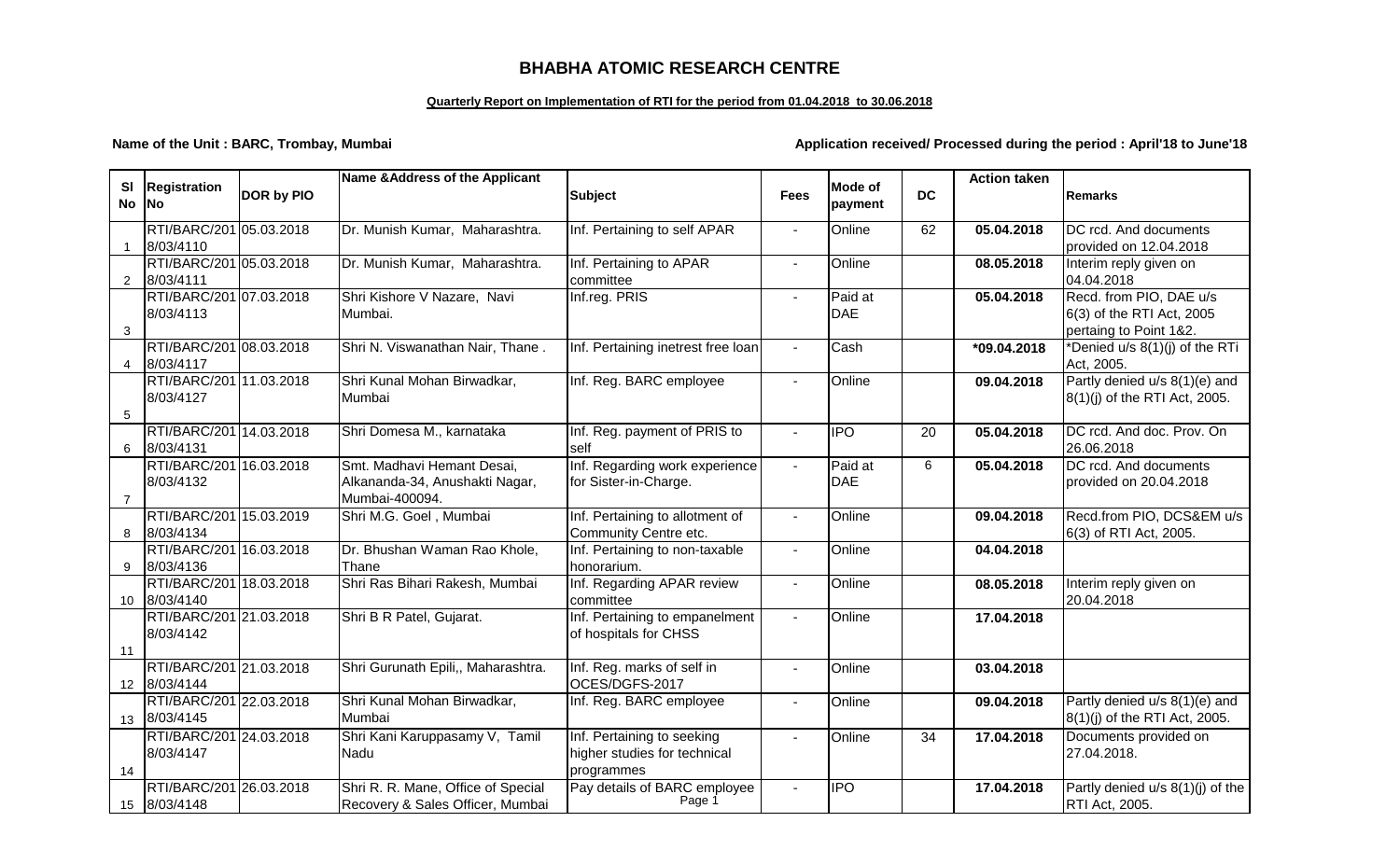# BHABHA ATOMIC RESEARCH CENTRE

**Quarterly Report on Implementation of RTI for the period from 01.04.2018 to 30.06.2018**

**Name of the Unit : BARC, Trombay, Mumbai**

**Application received/ Processed during the period : April'18 to June'18**

| Sl No | Registration No | DOR by PIO | Name &Address of the Applicant | Subject | Fees | Mode of payment | DC | Action taken | Remarks |
|---|---|---|---|---|---|---|---|---|---|
| 1 | RTI/BARC/2018/03/4110 | 05.03.2018 | Dr. Munish Kumar, Maharashtra. | Inf. Pertaining to self APAR | - | Online | 62 | **05.04.2018** | DC rcd. And documents provided on 12.04.2018 |
| 2 | RTI/BARC/2018/03/4111 | 05.03.2018 | Dr. Munish Kumar, Maharashtra. | Inf. Pertaining to APAR committee | - | Online | | **08.05.2018** | Interim reply given on 04.04.2018 |
| 3 | RTI/BARC/2018/03/4113 | 07.03.2018 | Shri Kishore V Nazare, Navi Mumbai. | Inf.reg. PRIS | - | Paid at DAE | | **05.04.2018** | Recd. from PIO, DAE u/s 6(3) of the RTI Act, 2005 pertaing to Point 1&2. |
| 4 | RTI/BARC/2018/03/4117 | 08.03.2018 | Shri N. Viswanathan Nair, Thane . | Inf. Pertaining inetrest free loan | - | Cash | | ***09.04.2018** | *Denied u/s 8(1)(j) of the RTi Act, 2005. |
| 5 | RTI/BARC/2018/03/4127 | 11.03.2018 | Shri Kunal Mohan Birwadkar, Mumbai | Inf. Reg. BARC employee | - | Online | | **09.04.2018** | Partly denied u/s 8(1)(e) and 8(1)(j) of the RTI Act, 2005. |
| 6 | RTI/BARC/2018/03/4131 | 14.03.2018 | Shri Domesa M., karnataka | Inf. Reg. payment of PRIS to self | - | IPO | 20 | **05.04.2018** | DC rcd. And doc. Prov. On 26.06.2018 |
| 7 | RTI/BARC/2018/03/4132 | 16.03.2018 | Smt. Madhavi Hemant Desai, Alkananda-34, Anushakti Nagar, Mumbai-400094. | Inf. Regarding work experience for Sister-in-Charge. | - | Paid at DAE | 6 | **05.04.2018** | DC rcd. And documents provided on 20.04.2018 |
| 8 | RTI/BARC/2018/03/4134 | 15.03.2019 | Shri M.G. Goel , Mumbai | Inf. Pertaining to allotment of Community Centre etc. | - | Online | | **09.04.2018** | Recd.from PIO, DCS&EM u/s 6(3) of RTI Act, 2005. |
| 9 | RTI/BARC/2018/03/4136 | 16.03.2018 | Dr. Bhushan Waman Rao Khole, Thane | Inf. Pertaining to non-taxable honorarium. | - | Online | | **04.04.2018** | |
| 10 | RTI/BARC/2018/03/4140 | 18.03.2018 | Shri Ras Bihari Rakesh, Mumbai | Inf. Regarding APAR review committee | - | Online | | **08.05.2018** | Interim reply given on 20.04.2018 |
| 11 | RTI/BARC/2018/03/4142 | 21.03.2018 | Shri B R Patel, Gujarat. | Inf. Pertaining to empanelment of hospitals for CHSS | - | Online | | **17.04.2018** | |
| 12 | RTI/BARC/2018/03/4144 | 21.03.2018 | Shri Gurunath Epili,, Maharashtra. | Inf. Reg. marks of self in OCES/DGFS-2017 | - | Online | | **03.04.2018** | |
| 13 | RTI/BARC/2018/03/4145 | 22.03.2018 | Shri Kunal Mohan Birwadkar, Mumbai | Inf. Reg. BARC employee | - | Online | | **09.04.2018** | Partly denied u/s 8(1)(e) and 8(1)(j) of the RTI Act, 2005. |
| 14 | RTI/BARC/2018/03/4147 | 24.03.2018 | Shri Kani Karuppasamy V, Tamil Nadu | Inf. Pertaining to seeking higher studies for technical programmes | - | Online | 34 | **17.04.2018** | Documents provided on 27.04.2018. |
| 15 | RTI/BARC/2018/03/4148 | 26.03.2018 | Shri R. R. Mane, Office of Special Recovery & Sales Officer, Mumbai | Pay details of BARC employee | - | IPO | | **17.04.2018** | Partly denied u/s 8(1)(j) of the RTI Act, 2005. |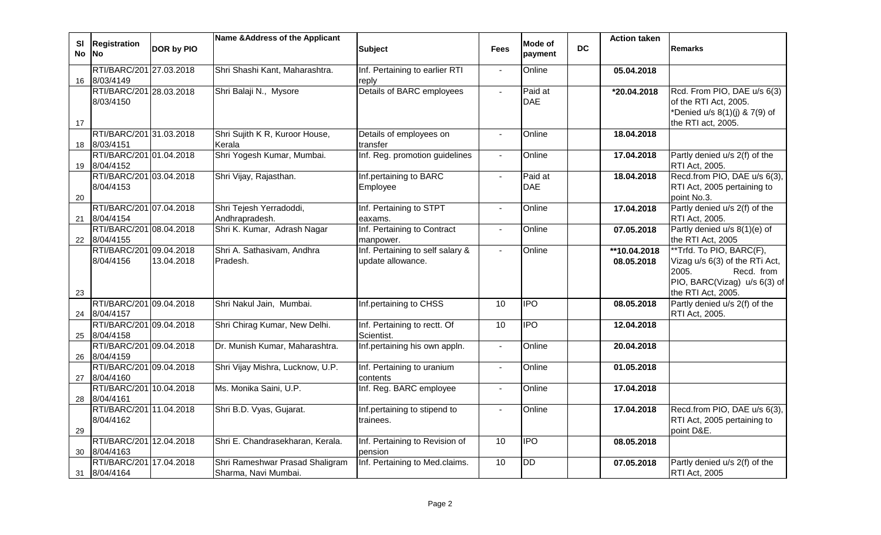| Sl No | Registration No | DOR by PIO | Name &Address of the Applicant | Subject | Fees | Mode of payment | DC | Action taken | Remarks |
|---|---|---|---|---|---|---|---|---|---|
| 16 | RTI/BARC/2018/03/4149 | 27.03.2018 | Shri Shashi Kant, Maharashtra. | Inf. Pertaining to earlier RTI reply | - | Online | | **05.04.2018** | |
| 17 | RTI/BARC/2018/03/4150 | 28.03.2018 | Shri Balaji N., Mysore | Details of BARC employees | - | Paid at DAE | | **\*20.04.2018** | Rcd. From PIO, DAE u/s 6(3) of the RTI Act, 2005. *Denied u/s 8(1)(j) & 7(9) of the RTI act, 2005. |
| 18 | RTI/BARC/2018/03/4151 | 31.03.2018 | Shri Sujith K R, Kuroor House, Kerala | Details of employees on transfer | - | Online | | **18.04.2018** | |
| 19 | RTI/BARC/2018/04/4152 | 01.04.2018 | Shri Yogesh Kumar, Mumbai. | Inf. Reg. promotion guidelines | - | Online | | **17.04.2018** | Partly denied u/s 2(f) of the RTI Act, 2005. |
| 20 | RTI/BARC/2018/04/4153 | 03.04.2018 | Shri Vijay, Rajasthan. | Inf.pertaining to BARC Employee | - | Paid at DAE | | **18.04.2018** | Recd.from PIO, DAE u/s 6(3), RTI Act, 2005 pertaining to point No.3. |
| 21 | RTI/BARC/2018/04/4154 | 07.04.2018 | Shri Tejesh Yerradoddi, Andhrapradesh. | Inf. Pertaining to STPT eaxams. | - | Online | | **17.04.2018** | Partly denied u/s 2(f) of the RTI Act, 2005. |
| 22 | RTI/BARC/2018/04/4155 | 08.04.2018 | Shri K. Kumar, Adrash Nagar | Inf. Pertaining to Contract manpower. | - | Online | | **07.05.2018** | Partly denied u/s 8(1)(e) of the RTI Act, 2005 |
| 23 | RTI/BARC/2018/04/4156 | 09.04.2018 13.04.2018 | Shri A. Sathasivam, Andhra Pradesh. | Inf. Pertaining to self salary & update allowance. | - | Online | | **\*\*10.04.2018 08.05.2018** | **Trfd. To PIO, BARC(F), Vizag u/s 6(3) of the RTi Act, 2005. Recd. from PIO, BARC(Vizag) u/s 6(3) of the RTI Act, 2005. |
| 24 | RTI/BARC/2018/04/4157 | 09.04.2018 | Shri Nakul Jain, Mumbai. | Inf.pertaining to CHSS | 10 | IPO | | **08.05.2018** | Partly denied u/s 2(f) of the RTI Act, 2005. |
| 25 | RTI/BARC/2018/04/4158 | 09.04.2018 | Shri Chirag Kumar, New Delhi. | Inf. Pertaining to rectt. Of Scientist. | 10 | IPO | | **12.04.2018** | |
| 26 | RTI/BARC/2018/04/4159 | 09.04.2018 | Dr. Munish Kumar, Maharashtra. | Inf.pertaining his own appln. | - | Online | | **20.04.2018** | |
| 27 | RTI/BARC/2018/04/4160 | 09.04.2018 | Shri Vijay Mishra, Lucknow, U.P. | Inf. Pertaining to uranium contents | - | Online | | **01.05.2018** | |
| 28 | RTI/BARC/2018/04/4161 | 10.04.2018 | Ms. Monika Saini, U.P. | Inf. Reg. BARC employee | - | Online | | **17.04.2018** | |
| 29 | RTI/BARC/2018/04/4162 | 11.04.2018 | Shri B.D. Vyas, Gujarat. | Inf.pertaining to stipend to trainees. | - | Online | | **17.04.2018** | Recd.from PIO, DAE u/s 6(3), RTI Act, 2005 pertaining to point D&E. |
| 30 | RTI/BARC/2018/04/4163 | 12.04.2018 | Shri E. Chandrasekharan, Kerala. | Inf. Pertaining to Revision of pension | 10 | IPO | | **08.05.2018** | |
| 31 | RTI/BARC/2018/04/4164 | 17.04.2018 | Shri Rameshwar Prasad Shaligram Sharma, Navi Mumbai. | Inf. Pertaining to Med.claims. | 10 | DD | | **07.05.2018** | Partly denied u/s 2(f) of the RTI Act, 2005 |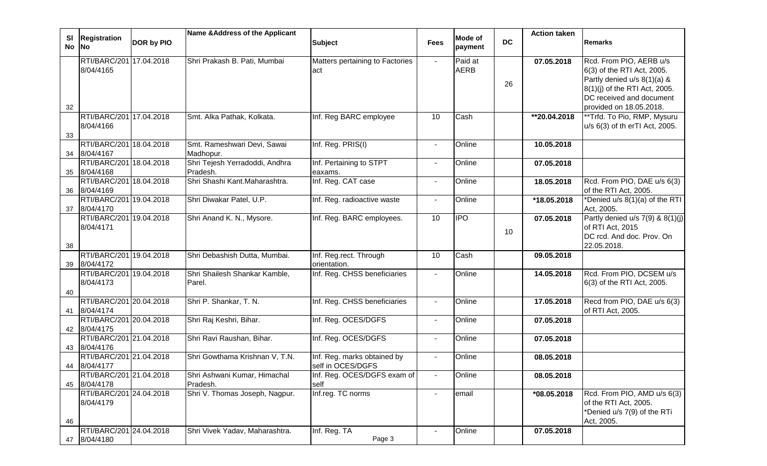| Sl No | Registration No | DOR by PIO | Name &Address of the Applicant | Subject | Fees | Mode of payment | DC | Action taken | Remarks |
|---|---|---|---|---|---|---|---|---|---|
| 32 | RTI/BARC/2018/04/4165 | 17.04.2018 | Shri Prakash B. Pati, Mumbai | Matters pertaining to Factories act | - | Paid at AERB | 26 | **07.05.2018** | Rcd. From PIO, AERB u/s 6(3) of the RTI Act, 2005. Partly denied u/s 8(1)(a) & 8(1)(j) of the RTI Act, 2005. DC received and document provided on 18.05.2018. |
| 33 | RTI/BARC/2018/04/4166 | 17.04.2018 | Smt. Alka Pathak, Kolkata. | Inf. Reg BARC employee | 10 | Cash | | **20.04.2018 | **Trfd. To Pio, RMP, Mysuru u/s 6(3) of th erTI Act, 2005. |
| 34 | RTI/BARC/2018/04/4167 | 18.04.2018 | Smt. Rameshwari Devi, Sawai Madhopur. | Inf. Reg. PRIS(I) | - | Online | | **10.05.2018** | |
| 35 | RTI/BARC/2018/04/4168 | 18.04.2018 | Shri Tejesh Yerradoddi, Andhra Pradesh. | Inf. Pertaining to STPT eaxams. | - | Online | | **07.05.2018** | |
| 36 | RTI/BARC/2018/04/4169 | 18.04.2018 | Shri Shashi Kant.Maharashtra. | Inf. Reg. CAT case | - | Online | | **18.05.2018** | Rcd. From PIO, DAE u/s 6(3) of the RTI Act, 2005. |
| 37 | RTI/BARC/2018/04/4170 | 19.04.2018 | Shri Diwakar Patel, U.P. | Inf. Reg. radioactive waste | - | Online | | ***18.05.2018** | *Denied u/s 8(1)(a) of the RTI Act, 2005. |
| 38 | RTI/BARC/2018/04/4171 | 19.04.2018 | Shri Anand K. N., Mysore. | Inf. Reg. BARC employees. | 10 | IPO | 10 | **07.05.2018** | Partly denied u/s 7(9) & 8(1)(j) of RTI Act, 2015 DC rcd. And doc. Prov. On 22.05.2018. |
| 39 | RTI/BARC/2018/04/4172 | 19.04.2018 | Shri Debashish Dutta, Mumbai. | Inf. Reg.rect. Through orientation. | 10 | Cash | | **09.05.2018** | |
| 40 | RTI/BARC/2018/04/4173 | 19.04.2018 | Shri Shailesh Shankar Kamble, Parel. | Inf. Reg. CHSS beneficiaries | - | Online | | **14.05.2018** | Rcd. From PIO, DCSEM u/s 6(3) of the RTI Act, 2005. |
| 41 | RTI/BARC/2018/04/4174 | 20.04.2018 | Shri P. Shankar, T. N. | Inf. Reg. CHSS beneficiaries | - | Online | | **17.05.2018** | Recd from PIO, DAE u/s 6(3) of RTI Act, 2005. |
| 42 | RTI/BARC/2018/04/4175 | 20.04.2018 | Shri Raj Keshri, Bihar. | Inf. Reg. OCES/DGFS | - | Online | | **07.05.2018** | |
| 43 | RTI/BARC/2018/04/4176 | 21.04.2018 | Shri Ravi Raushan, Bihar. | Inf. Reg. OCES/DGFS | - | Online | | **07.05.2018** | |
| 44 | RTI/BARC/2018/04/4177 | 21.04.2018 | Shri Gowthama Krishnan V, T.N. | Inf. Reg. marks obtained by self in OCES/DGFS | - | Online | | **08.05.2018** | |
| 45 | RTI/BARC/2018/04/4178 | 21.04.2018 | Shri Ashwani Kumar, Himachal Pradesh. | Inf. Reg. OCES/DGFS exam of self | - | Online | | **08.05.2018** | |
| 46 | RTI/BARC/2018/04/4179 | 24.04.2018 | Shri V. Thomas Joseph, Nagpur. | Inf.reg. TC norms | - | email | | ***08.05.2018** | Rcd. From PIO, AMD u/s 6(3) of the RTI Act, 2005. *Denied u/s 7(9) of the RTi Act, 2005. |
| 47 | RTI/BARC/2018/04/4180 | 24.04.2018 | Shri Vivek Yadav, Maharashtra. | Inf. Reg. TA | - | Online | | **07.05.2018** | |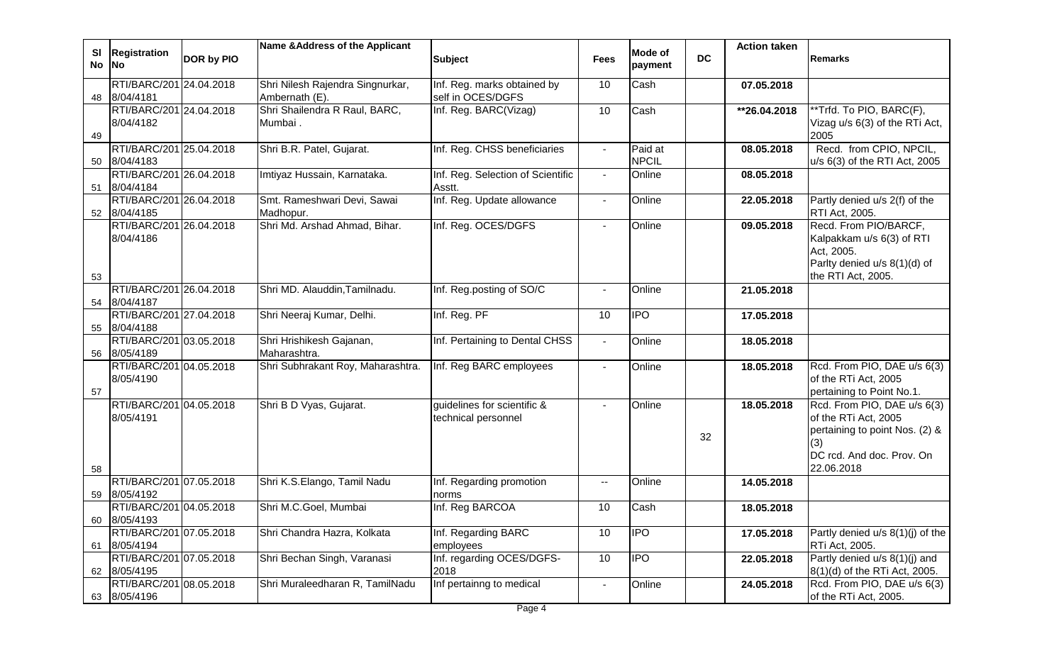| Sl No | Registration No | DOR by PIO | Name &Address of the Applicant | Subject | Fees | Mode of payment | DC | Action taken | Remarks |
|---|---|---|---|---|---|---|---|---|---|
| 48 | RTI/BARC/2018/04/4181 | 24.04.2018 | Shri Nilesh Rajendra Singnurkar, Ambernath (E). | Inf. Reg. marks obtained by self in OCES/DGFS | 10 | Cash | | 07.05.2018 | |
| 49 | RTI/BARC/2018/04/4182 | 24.04.2018 | Shri Shailendra R Raul, BARC, Mumbai . | Inf. Reg. BARC(Vizag) | 10 | Cash | | **26.04.2018 | **Trfd. To PIO, BARC(F), Vizag u/s 6(3) of the RTi Act, 2005 |
| 50 | RTI/BARC/2018/04/4183 | 25.04.2018 | Shri B.R. Patel, Gujarat. | Inf. Reg. CHSS beneficiaries | - | Paid at NPCIL | | 08.05.2018 | Recd. from CPIO, NPCIL, u/s 6(3) of the RTI Act, 2005 |
| 51 | RTI/BARC/2018/04/4184 | 26.04.2018 | Imtiyaz Hussain, Karnataka. | Inf. Reg. Selection of Scientific Asstt. | - | Online | | 08.05.2018 | |
| 52 | RTI/BARC/2018/04/4185 | 26.04.2018 | Smt. Rameshwari Devi, Sawai Madhopur. | Inf. Reg. Update allowance | - | Online | | 22.05.2018 | Partly denied u/s 2(f) of the RTI Act, 2005. |
| 53 | RTI/BARC/2018/04/4186 | 26.04.2018 | Shri Md. Arshad Ahmad, Bihar. | Inf. Reg. OCES/DGFS | - | Online | | 09.05.2018 | Recd. From PIO/BARCF, Kalpakkam u/s 6(3) of RTI Act, 2005. Parlty denied u/s 8(1)(d) of the RTI Act, 2005. |
| 54 | RTI/BARC/2018/04/4187 | 26.04.2018 | Shri MD. Alauddin,Tamilnadu. | Inf. Reg.posting of SO/C | - | Online | | 21.05.2018 | |
| 55 | RTI/BARC/2018/04/4188 | 27.04.2018 | Shri Neeraj Kumar, Delhi. | Inf. Reg. PF | 10 | IPO | | 17.05.2018 | |
| 56 | RTI/BARC/2018/05/4189 | 03.05.2018 | Shri Hrishikesh Gajanan, Maharashtra. | Inf. Pertaining to Dental CHSS | - | Online | | 18.05.2018 | |
| 57 | RTI/BARC/2018/05/4190 | 04.05.2018 | Shri Subhrakant Roy, Maharashtra. | Inf. Reg BARC employees | - | Online | | 18.05.2018 | Rcd. From PIO, DAE u/s 6(3) of the RTi Act, 2005 pertaining to Point No.1. |
| 58 | RTI/BARC/2018/05/4191 | 04.05.2018 | Shri B D Vyas, Gujarat. | guidelines for scientific & technical personnel | - | Online | 32 | 18.05.2018 | Rcd. From PIO, DAE u/s 6(3) of the RTi Act, 2005 pertaining to point Nos. (2) & (3) DC rcd. And doc. Prov. On 22.06.2018 |
| 59 | RTI/BARC/2018/05/4192 | 07.05.2018 | Shri K.S.Elango, Tamil Nadu | Inf. Regarding promotion norms | -- | Online | | 14.05.2018 | |
| 60 | RTI/BARC/2018/05/4193 | 04.05.2018 | Shri M.C.Goel, Mumbai | Inf. Reg BARCOA | 10 | Cash | | 18.05.2018 | |
| 61 | RTI/BARC/2018/05/4194 | 07.05.2018 | Shri Chandra Hazra, Kolkata | Inf. Regarding BARC employees | 10 | IPO | | 17.05.2018 | Partly denied u/s 8(1)(j) of the RTi Act, 2005. |
| 62 | RTI/BARC/2018/05/4195 | 07.05.2018 | Shri Bechan Singh, Varanasi | Inf. regarding OCES/DGFS-2018 | 10 | IPO | | 22.05.2018 | Partly denied u/s 8(1)(j) and 8(1)(d) of the RTi Act, 2005. |
| 63 | RTI/BARC/2018/05/4196 | 08.05.2018 | Shri Muraleedharan R, TamilNadu | Inf pertainng to medical | - | Online | | 24.05.2018 | Rcd. From PIO, DAE u/s 6(3) of the RTi Act, 2005. |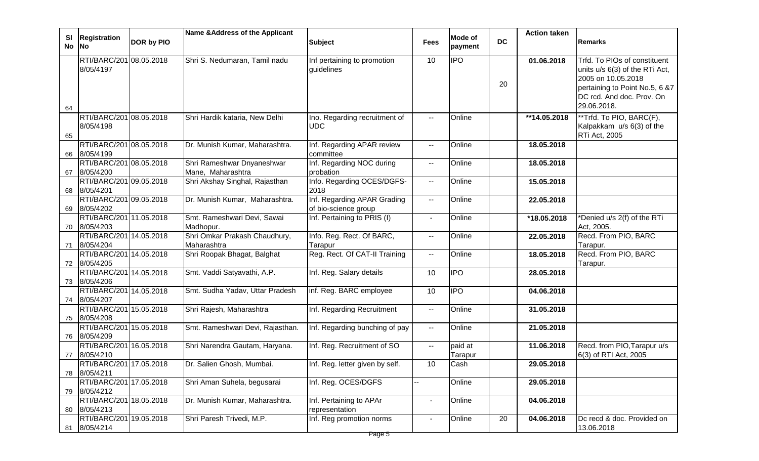| Sl No | Registration No | DOR by PIO | Name &Address of the Applicant | Subject | Fees | Mode of payment | DC | Action taken | Remarks |
|---|---|---|---|---|---|---|---|---|---|
| 64 | RTI/BARC/2018/05/4197 | 08.05.2018 | Shri S. Nedumaran, Tamil nadu | Inf pertaining to promotion guidelines | 10 | IPO | 20 | 01.06.2018 | Trfd. To PIOs of constituent units u/s 6(3) of the RTi Act, 2005 on 10.05.2018 pertaining to Point No.5, 6 &7 DC rcd. And doc. Prov. On 29.06.2018. |
| 65 | RTI/BARC/2018/05/4198 | 08.05.2018 | Shri Hardik kataria, New Delhi | Ino. Regarding recruitment of UDC | -- | Online | | **14.05.2018 | **Trfd. To PIO, BARC(F), Kalpakkam u/s 6(3) of the RTi Act, 2005 |
| 66 | RTI/BARC/2018/05/4199 | 08.05.2018 | Dr. Munish Kumar, Maharashtra. | Inf. Regarding APAR review committee | -- | Online | | 18.05.2018 | |
| 67 | RTI/BARC/2018/05/4200 | 08.05.2018 | Shri Rameshwar Dnyaneshwar Mane, Maharashtra | Inf. Regarding NOC during probation | -- | Online | | 18.05.2018 | |
| 68 | RTI/BARC/2018/05/4201 | 09.05.2018 | Shri Akshay Singhal, Rajasthan | Info. Regarding OCES/DGFS-2018 | -- | Online | | 15.05.2018 | |
| 69 | RTI/BARC/2018/05/4202 | 09.05.2018 | Dr. Munish Kumar, Maharashtra. | Inf. Regarding APAR Grading of bio-science group | -- | Online | | 22.05.2018 | |
| 70 | RTI/BARC/2018/05/4203 | 11.05.2018 | Smt. Rameshwari Devi, Sawai Madhopur. | Inf. Pertaining to PRIS (I) | - | Online | | *18.05.2018 | *Denied u/s 2(f) of the RTi Act, 2005. |
| 71 | RTI/BARC/2018/05/4204 | 14.05.2018 | Shri Omkar Prakash Chaudhury, Maharashtra | Info. Reg. Rect. Of BARC, Tarapur | -- | Online | | 22.05.2018 | Recd. From PIO, BARC Tarapur. |
| 72 | RTI/BARC/2018/05/4205 | 14.05.2018 | Shri Roopak Bhagat, Balghat | Reg. Rect. Of CAT-II Training | -- | Online | | 18.05.2018 | Recd. From PIO, BARC Tarapur. |
| 73 | RTI/BARC/2018/05/4206 | 14.05.2018 | Smt. Vaddi Satyavathi, A.P. | Inf. Reg. Salary details | 10 | IPO | | 28.05.2018 | |
| 74 | RTI/BARC/2018/05/4207 | 14.05.2018 | Smt. Sudha Yadav, Uttar Pradesh | inf. Reg. BARC employee | 10 | IPO | | 04.06.2018 | |
| 75 | RTI/BARC/2018/05/4208 | 15.05.2018 | Shri Rajesh, Maharashtra | Inf. Regarding Recruitment | -- | Online | | 31.05.2018 | |
| 76 | RTI/BARC/2018/05/4209 | 15.05.2018 | Smt. Rameshwari Devi, Rajasthan. | Inf. Regarding bunching of pay | -- | Online | | 21.05.2018 | |
| 77 | RTI/BARC/2018/05/4210 | 16.05.2018 | Shri Narendra Gautam, Haryana. | Inf. Reg. Recruitment of SO | -- | paid at Tarapur | | 11.06.2018 | Recd. from PIO,Tarapur u/s 6(3) of RTI Act, 2005 |
| 78 | RTI/BARC/2018/05/4211 | 17.05.2018 | Dr. Salien Ghosh, Mumbai. | Inf. Reg. letter given by self. | 10 | Cash | | 29.05.2018 | |
| 79 | RTI/BARC/2018/05/4212 | 17.05.2018 | Shri Aman Suhela, begusarai | Inf. Reg. OCES/DGFS | -- | Online | | 29.05.2018 | |
| 80 | RTI/BARC/2018/05/4213 | 18.05.2018 | Dr. Munish Kumar, Maharashtra. | Inf. Pertaining to APAr representation | - | Online | | 04.06.2018 | |
| 81 | RTI/BARC/2018/05/4214 | 19.05.2018 | Shri Paresh Trivedi, M.P. | Inf. Reg promotion norms | - | Online | 20 | 04.06.2018 | Dc recd & doc. Provided on 13.06.2018 |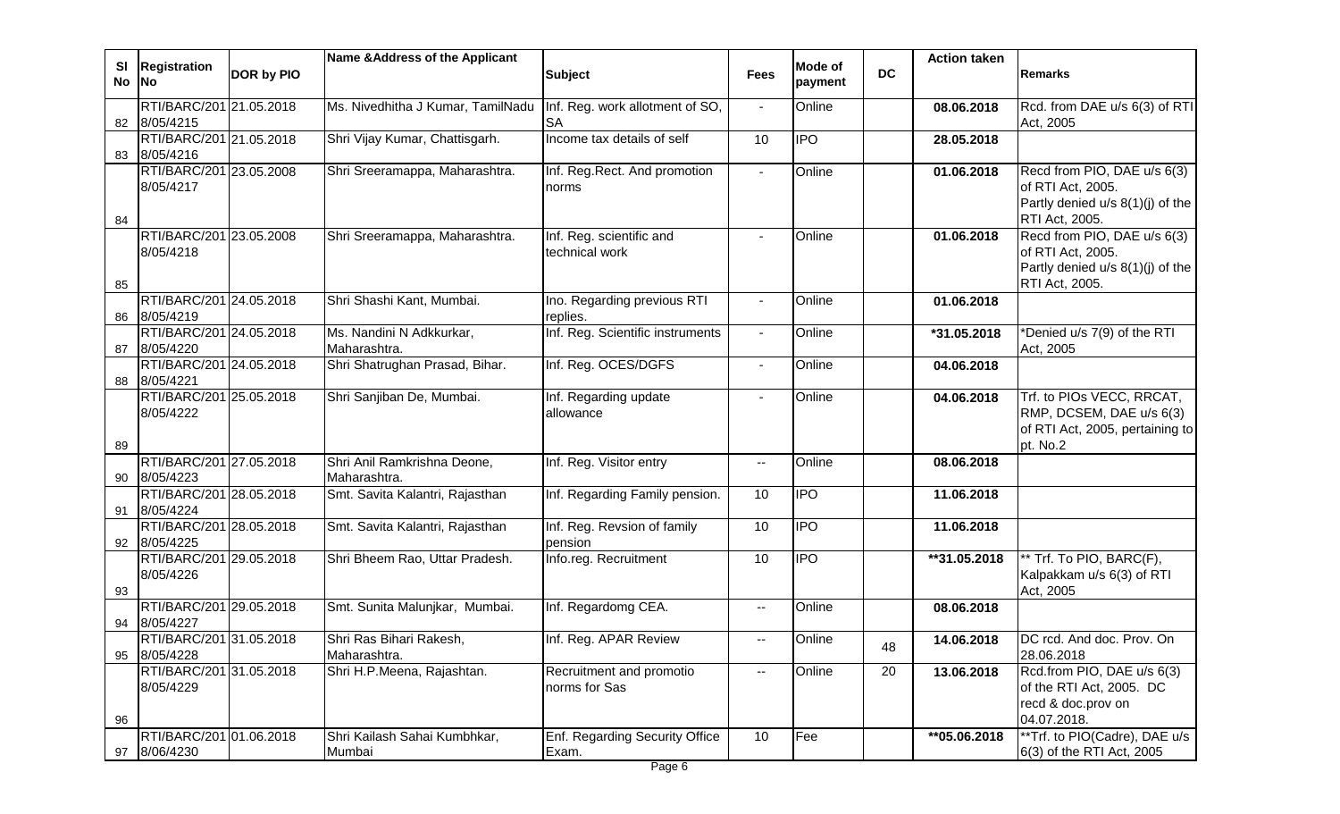| Sl No | Registration No | DOR by PIO | Name &Address of the Applicant | Subject | Fees | Mode of payment | DC | Action taken | Remarks |
|---|---|---|---|---|---|---|---|---|---|
| 82 | RTI/BARC/2018/05/4215 | 21.05.2018 | Ms. Nivedhitha J Kumar, TamilNadu | Inf. Reg. work allotment of SO, SA | - | Online | | 08.06.2018 | Rcd. from DAE u/s 6(3) of RTI Act, 2005 |
| 83 | RTI/BARC/2018/05/4216 | 21.05.2018 | Shri Vijay Kumar, Chattisgarh. | Income tax details of self | 10 | IPO | | 28.05.2018 | |
| 84 | RTI/BARC/2018/05/4217 | 23.05.2008 | Shri Sreeramappa, Maharashtra. | Inf. Reg.Rect. And promotion norms | - | Online | | 01.06.2018 | Recd from PIO, DAE u/s 6(3) of RTI Act, 2005. Partly denied u/s 8(1)(j) of the RTI Act, 2005. |
| 85 | RTI/BARC/2018/05/4218 | 23.05.2008 | Shri Sreeramappa, Maharashtra. | Inf. Reg. scientific and technical work | - | Online | | 01.06.2018 | Recd from PIO, DAE u/s 6(3) of RTI Act, 2005. Partly denied u/s 8(1)(j) of the RTI Act, 2005. |
| 86 | RTI/BARC/2018/05/4219 | 24.05.2018 | Shri Shashi Kant, Mumbai. | Ino. Regarding previous RTI replies. | - | Online | | 01.06.2018 | |
| 87 | RTI/BARC/2018/05/4220 | 24.05.2018 | Ms. Nandini N Adkkurkar, Maharashtra. | Inf. Reg. Scientific instruments | - | Online | | *31.05.2018 | *Denied u/s 7(9) of the RTI Act, 2005 |
| 88 | RTI/BARC/2018/05/4221 | 24.05.2018 | Shri Shatrughan Prasad, Bihar. | Inf. Reg. OCES/DGFS | - | Online | | 04.06.2018 | |
| 89 | RTI/BARC/2018/05/4222 | 25.05.2018 | Shri Sanjiban De, Mumbai. | Inf. Regarding update allowance | - | Online | | 04.06.2018 | Trf. to PIOs VECC, RRCAT, RMP, DCSEM, DAE u/s 6(3) of RTI Act, 2005, pertaining to pt. No.2 |
| 90 | RTI/BARC/2018/05/4223 | 27.05.2018 | Shri Anil Ramkrishna Deone, Maharashtra. | Inf. Reg. Visitor entry | -- | Online | | 08.06.2018 | |
| 91 | RTI/BARC/2018/05/4224 | 28.05.2018 | Smt. Savita Kalantri, Rajasthan | Inf. Regarding Family pension. | 10 | IPO | | 11.06.2018 | |
| 92 | RTI/BARC/2018/05/4225 | 28.05.2018 | Smt. Savita Kalantri, Rajasthan | Inf. Reg. Revsion of family pension | 10 | IPO | | 11.06.2018 | |
| 93 | RTI/BARC/2018/05/4226 | 29.05.2018 | Shri Bheem Rao, Uttar Pradesh. | Info.reg. Recruitment | 10 | IPO | | **31.05.2018 | ** Trf. To PIO, BARC(F), Kalpakkam u/s 6(3) of RTI Act, 2005 |
| 94 | RTI/BARC/2018/05/4227 | 29.05.2018 | Smt. Sunita Malunjkar, Mumbai. | Inf. Regardomg CEA. | -- | Online | | 08.06.2018 | |
| 95 | RTI/BARC/2018/05/4228 | 31.05.2018 | Shri Ras Bihari Rakesh, Maharashtra. | Inf. Reg. APAR Review | -- | Online | 48 | 14.06.2018 | DC rcd. And doc. Prov. On 28.06.2018 |
| 96 | RTI/BARC/2018/05/4229 | 31.05.2018 | Shri H.P.Meena, Rajashtan. | Recruitment and promotio norms for Sas | -- | Online | 20 | 13.06.2018 | Rcd.from PIO, DAE u/s 6(3) of the RTI Act, 2005. DC recd & doc.prov on 04.07.2018. |
| 97 | RTI/BARC/2018/06/4230 | 01.06.2018 | Shri Kailash Sahai Kumbhkar, Mumbai | Enf. Regarding Security Office Exam. | 10 | Fee | | **05.06.2018 | **Trf. to PIO(Cadre), DAE u/s 6(3) of the RTI Act, 2005 |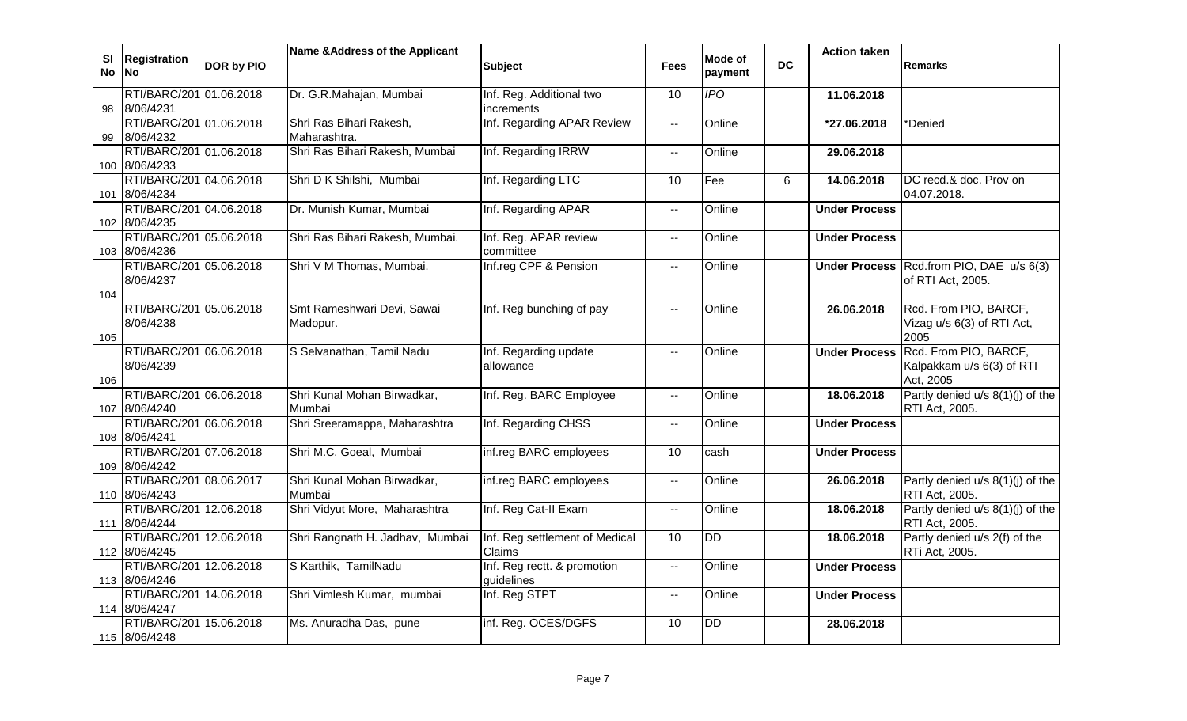| Sl No | Registration No | DOR by PIO | Name &Address of the Applicant | Subject | Fees | Mode of payment | DC | Action taken | Remarks |
|---|---|---|---|---|---|---|---|---|---|
| 98 | RTI/BARC/2018/06/4231 | 01.06.2018 | Dr. G.R.Mahajan, Mumbai | Inf. Reg. Additional two increments | 10 | *IPO* | | **11.06.2018** | |
| 99 | RTI/BARC/2018/06/4232 | 01.06.2018 | Shri Ras Bihari Rakesh, Maharashtra. | Inf. Regarding APAR Review | -- | Online | | **\*27.06.2018** | *Denied |
| 100 | RTI/BARC/2018/06/4233 | 01.06.2018 | Shri Ras Bihari Rakesh, Mumbai | Inf. Regarding IRRW | -- | Online | | **29.06.2018** | |
| 101 | RTI/BARC/2018/06/4234 | 04.06.2018 | Shri D K Shilshi, Mumbai | Inf. Regarding LTC | 10 | Fee | 6 | **14.06.2018** | DC recd.& doc. Prov on 04.07.2018. |
| 102 | RTI/BARC/2018/06/4235 | 04.06.2018 | Dr. Munish Kumar, Mumbai | Inf. Regarding APAR | -- | Online | | **Under Process** | |
| 103 | RTI/BARC/2018/06/4236 | 05.06.2018 | Shri Ras Bihari Rakesh, Mumbai. | Inf. Reg. APAR review committee | -- | Online | | **Under Process** | |
| 104 | RTI/BARC/2018/06/4237 | 05.06.2018 | Shri V M Thomas, Mumbai. | Inf.reg CPF & Pension | -- | Online | | **Under Process** | Rcd.from PIO, DAE u/s 6(3) of RTI Act, 2005. |
| 105 | RTI/BARC/2018/06/4238 | 05.06.2018 | Smt Rameshwari Devi, Sawai Madopur. | Inf. Reg bunching of pay | -- | Online | | **26.06.2018** | Rcd. From PIO, BARCF, Vizag u/s 6(3) of RTI Act, 2005 |
| 106 | RTI/BARC/2018/06/4239 | 06.06.2018 | S Selvanathan, Tamil Nadu | Inf. Regarding update allowance | -- | Online | | **Under Process** | Rcd. From PIO, BARCF, Kalpakkam u/s 6(3) of RTI Act, 2005 |
| 107 | RTI/BARC/2018/06/4240 | 06.06.2018 | Shri Kunal Mohan Birwadkar, Mumbai | Inf. Reg. BARC Employee | -- | Online | | **18.06.2018** | Partly denied u/s 8(1)(j) of the RTI Act, 2005. |
| 108 | RTI/BARC/2018/06/4241 | 06.06.2018 | Shri Sreeramappa, Maharashtra | Inf. Regarding CHSS | -- | Online | | **Under Process** | |
| 109 | RTI/BARC/2018/06/4242 | 07.06.2018 | Shri M.C. Goeal, Mumbai | inf.reg BARC employees | 10 | cash | | **Under Process** | |
| 110 | RTI/BARC/2018/06/4243 | 08.06.2017 | Shri Kunal Mohan Birwadkar, Mumbai | inf.reg BARC employees | -- | Online | | **26.06.2018** | Partly denied u/s 8(1)(j) of the RTI Act, 2005. |
| 111 | RTI/BARC/2018/06/4244 | 12.06.2018 | Shri Vidyut More, Maharashtra | Inf. Reg Cat-II Exam | -- | Online | | **18.06.2018** | Partly denied u/s 8(1)(j) of the RTI Act, 2005. |
| 112 | RTI/BARC/2018/06/4245 | 12.06.2018 | Shri Rangnath H. Jadhav, Mumbai | Inf. Reg settlement of Medical Claims | 10 | DD | | **18.06.2018** | Partly denied u/s 2(f) of the RTi Act, 2005. |
| 113 | RTI/BARC/2018/06/4246 | 12.06.2018 | S Karthik, TamilNadu | Inf. Reg rectt. & promotion guidelines | -- | Online | | **Under Process** | |
| 114 | RTI/BARC/2018/06/4247 | 14.06.2018 | Shri Vimlesh Kumar, mumbai | Inf. Reg STPT | -- | Online | | **Under Process** | |
| 115 | RTI/BARC/2018/06/4248 | 15.06.2018 | Ms. Anuradha Das, pune | inf. Reg. OCES/DGFS | 10 | DD | | **28.06.2018** | |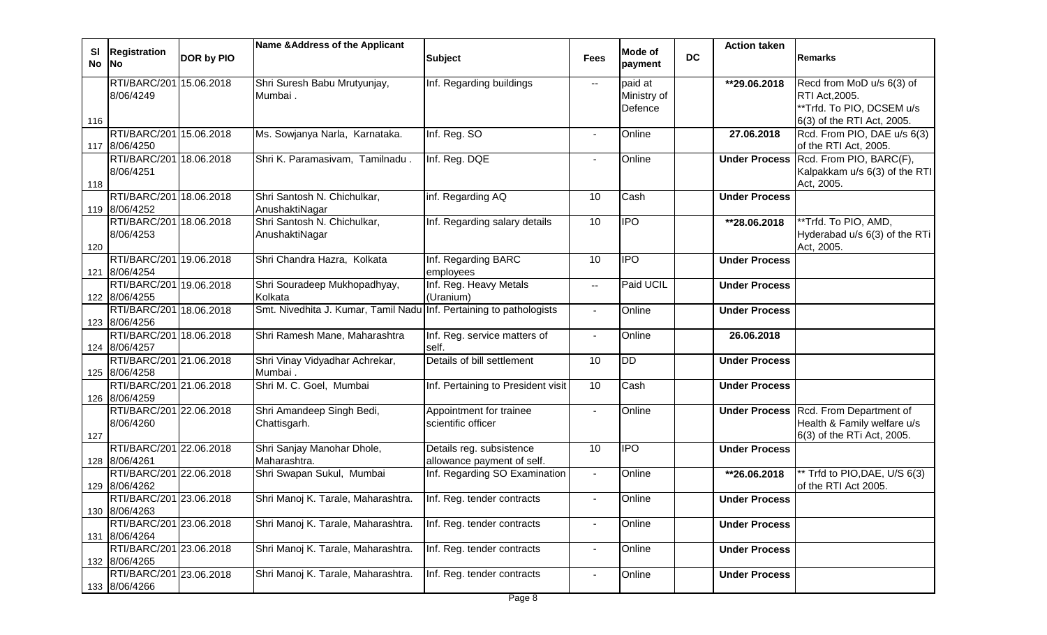| Sl No | Registration No | DOR by PIO | Name &Address of the Applicant | Subject | Fees | Mode of payment | DC | Action taken | Remarks |
|---|---|---|---|---|---|---|---|---|---|
| 116 | RTI/BARC/2018/06/4249 | 15.06.2018 | Shri Suresh Babu Mrutyunjay, Mumbai . | Inf. Regarding buildings | -- | paid at Ministry of Defence | | **29.06.2018 | Recd from MoD u/s 6(3) of RTI Act,2005. **Trfd. To PIO, DCSEM u/s 6(3) of the RTI Act, 2005. |
| 117 | RTI/BARC/2018/06/4250 | 15.06.2018 | Ms. Sowjanya Narla, Karnataka. | Inf. Reg. SO | - | Online | | 27.06.2018 | Rcd. From PIO, DAE u/s 6(3) of the RTI Act, 2005. |
| 118 | RTI/BARC/2018/06/4251 | 18.06.2018 | Shri K. Paramasivam, Tamilnadu . | Inf. Reg. DQE | - | Online | | Under Process | Rcd. From PIO, BARC(F), Kalpakkam u/s 6(3) of the RTI Act, 2005. |
| 119 | RTI/BARC/2018/06/4252 | 18.06.2018 | Shri Santosh N. Chichulkar, AnushaktiNagar | inf. Regarding AQ | 10 | Cash | | Under Process | |
| 120 | RTI/BARC/2018/06/4253 | 18.06.2018 | Shri Santosh N. Chichulkar, AnushaktiNagar | Inf. Regarding salary details | 10 | IPO | | **28.06.2018 | **Trfd. To PIO, AMD, Hyderabad u/s 6(3) of the RTi Act, 2005. |
| 121 | RTI/BARC/2018/06/4254 | 19.06.2018 | Shri Chandra Hazra, Kolkata | Inf. Regarding BARC employees | 10 | IPO | | Under Process | |
| 122 | RTI/BARC/2018/06/4255 | 19.06.2018 | Shri Souradeep Mukhopadhyay, Kolkata | Inf. Reg. Heavy Metals (Uranium) | -- | Paid UCIL | | Under Process | |
| 123 | RTI/BARC/2018/06/4256 | 18.06.2018 | Smt. Nivedhita J. Kumar, Tamil Nadu | Inf. Pertaining to pathologists | - | Online | | Under Process | |
| 124 | RTI/BARC/2018/06/4257 | 18.06.2018 | Shri Ramesh Mane, Maharashtra | Inf. Reg. service matters of self. | - | Online | | 26.06.2018 | |
| 125 | RTI/BARC/2018/06/4258 | 21.06.2018 | Shri Vinay Vidyadhar Achrekar, Mumbai . | Details of bill settlement | 10 | DD | | Under Process | |
| 126 | RTI/BARC/2018/06/4259 | 21.06.2018 | Shri M. C. Goel, Mumbai | Inf. Pertaining to President visit | 10 | Cash | | Under Process | |
| 127 | RTI/BARC/2018/06/4260 | 22.06.2018 | Shri Amandeep Singh Bedi, Chattisgarh. | Appointment for trainee scientific officer | - | Online | | Under Process | Rcd. From Department of Health & Family welfare u/s 6(3) of the RTi Act, 2005. |
| 128 | RTI/BARC/2018/06/4261 | 22.06.2018 | Shri Sanjay Manohar Dhole, Maharashtra. | Details reg. subsistence allowance payment of self. | 10 | IPO | | Under Process | |
| 129 | RTI/BARC/2018/06/4262 | 22.06.2018 | Shri Swapan Sukul, Mumbai | Inf. Regarding SO Examination | - | Online | | **26.06.2018 | ** Trfd to PIO,DAE, U/S 6(3) of the RTI Act 2005. |
| 130 | RTI/BARC/2018/06/4263 | 23.06.2018 | Shri Manoj K. Tarale, Maharashtra. | Inf. Reg. tender contracts | - | Online | | Under Process | |
| 131 | RTI/BARC/2018/06/4264 | 23.06.2018 | Shri Manoj K. Tarale, Maharashtra. | Inf. Reg. tender contracts | - | Online | | Under Process | |
| 132 | RTI/BARC/2018/06/4265 | 23.06.2018 | Shri Manoj K. Tarale, Maharashtra. | Inf. Reg. tender contracts | - | Online | | Under Process | |
| 133 | RTI/BARC/2018/06/4266 | 23.06.2018 | Shri Manoj K. Tarale, Maharashtra. | Inf. Reg. tender contracts | - | Online | | Under Process | |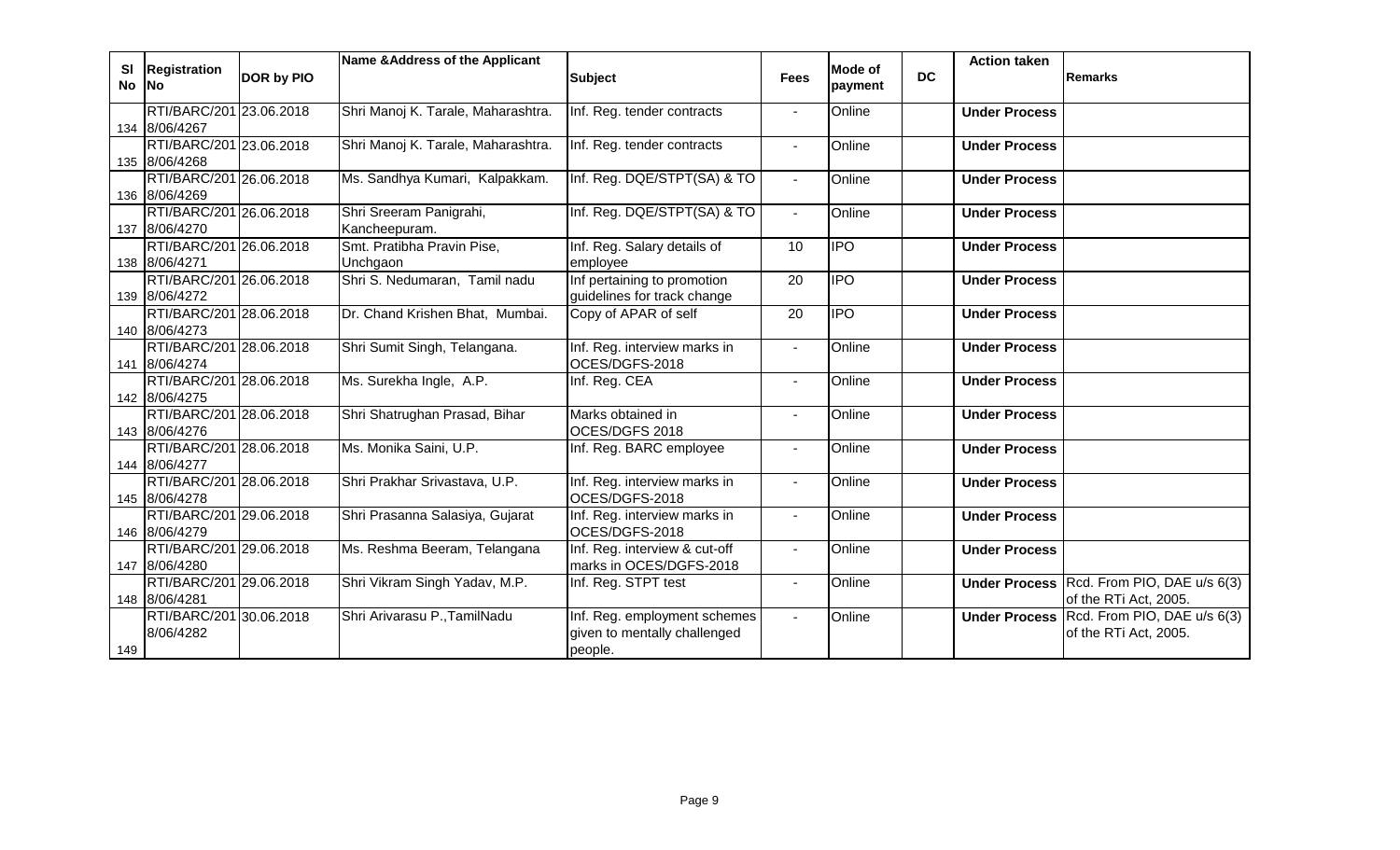| Sl No | Registration No | DOR by PIO | Name &Address of the Applicant | Subject | Fees | Mode of payment | DC | Action taken | Remarks |
|---|---|---|---|---|---|---|---|---|---|
| 134 | RTI/BARC/2018/06/4267 | 23.06.2018 | Shri Manoj K. Tarale, Maharashtra. | Inf. Reg. tender contracts | - | Online | | **Under Process** | |
| 135 | RTI/BARC/2018/06/4268 | 23.06.2018 | Shri Manoj K. Tarale, Maharashtra. | Inf. Reg. tender contracts | - | Online | | **Under Process** | |
| 136 | RTI/BARC/2018/06/4269 | 26.06.2018 | Ms. Sandhya Kumari, Kalpakkam. | Inf. Reg. DQE/STPT(SA) & TO | - | Online | | **Under Process** | |
| 137 | RTI/BARC/2018/06/4270 | 26.06.2018 | Shri Sreeram Panigrahi, Kancheepuram. | Inf. Reg. DQE/STPT(SA) & TO | - | Online | | **Under Process** | |
| 138 | RTI/BARC/2018/06/4271 | 26.06.2018 | Smt. Pratibha Pravin Pise, Unchgaon | Inf. Reg. Salary details of employee | 10 | IPO | | **Under Process** | |
| 139 | RTI/BARC/2018/06/4272 | 26.06.2018 | Shri S. Nedumaran, Tamil nadu | Inf pertaining to promotion guidelines for track change | 20 | IPO | | **Under Process** | |
| 140 | RTI/BARC/2018/06/4273 | 28.06.2018 | Dr. Chand Krishen Bhat, Mumbai. | Copy of APAR of self | 20 | IPO | | **Under Process** | |
| 141 | RTI/BARC/2018/06/4274 | 28.06.2018 | Shri Sumit Singh, Telangana. | Inf. Reg. interview marks in OCES/DGFS-2018 | - | Online | | **Under Process** | |
| 142 | RTI/BARC/2018/06/4275 | 28.06.2018 | Ms. Surekha Ingle, A.P. | Inf. Reg. CEA | - | Online | | **Under Process** | |
| 143 | RTI/BARC/2018/06/4276 | 28.06.2018 | Shri Shatrughan Prasad, Bihar | Marks obtained in OCES/DGFS 2018 | - | Online | | **Under Process** | |
| 144 | RTI/BARC/2018/06/4277 | 28.06.2018 | Ms. Monika Saini, U.P. | Inf. Reg. BARC employee | - | Online | | **Under Process** | |
| 145 | RTI/BARC/2018/06/4278 | 28.06.2018 | Shri Prakhar Srivastava, U.P. | Inf. Reg. interview marks in OCES/DGFS-2018 | - | Online | | **Under Process** | |
| 146 | RTI/BARC/2018/06/4279 | 29.06.2018 | Shri Prasanna Salasiya, Gujarat | Inf. Reg. interview marks in OCES/DGFS-2018 | - | Online | | **Under Process** | |
| 147 | RTI/BARC/2018/06/4280 | 29.06.2018 | Ms. Reshma Beeram, Telangana | Inf. Reg. interview & cut-off marks in OCES/DGFS-2018 | - | Online | | **Under Process** | |
| 148 | RTI/BARC/2018/06/4281 | 29.06.2018 | Shri Vikram Singh Yadav, M.P. | Inf. Reg. STPT test | - | Online | | **Under Process** | Rcd. From PIO, DAE u/s 6(3) of the RTi Act, 2005. |
| 149 | RTI/BARC/2018/06/4282 | 30.06.2018 | Shri Arivarasu P.,TamilNadu | Inf. Reg. employment schemes given to mentally challenged people. | - | Online | | **Under Process** | Rcd. From PIO, DAE u/s 6(3) of the RTi Act, 2005. |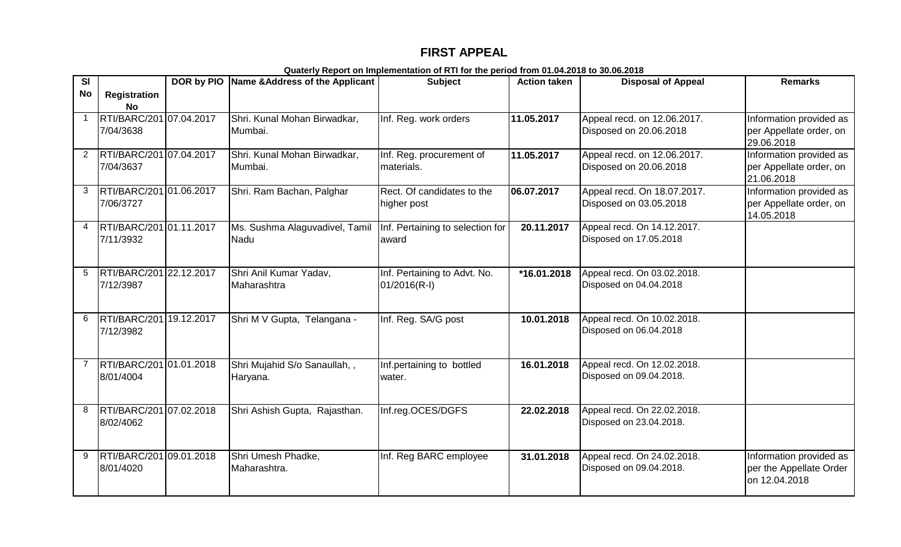# FIRST APPEAL

**Quaterly Report on Implementation of RTI for the period from 01.04.2018 to 30.06.2018**

| Sl No | Registration No | DOR by PIO | Name &Address of the Applicant | Subject | Action taken | Disposal of Appeal | Remarks |
|---|---|---|---|---|---|---|---|
| 1 | RTI/BARC/2017/04/3638 | 07.04.2017 | Shri. Kunal Mohan Birwadkar, Mumbai. | Inf. Reg. work orders | **11.05.2017** | Appeal recd. on 12.06.2017. Disposed on 20.06.2018 | Information provided as per Appellate order, on 29.06.2018 |
| 2 | RTI/BARC/2017/04/3637 | 07.04.2017 | Shri. Kunal Mohan Birwadkar, Mumbai. | Inf. Reg. procurement of materials. | **11.05.2017** | Appeal recd. on 12.06.2017. Disposed on 20.06.2018 | Information provided as per Appellate order, on 21.06.2018 |
| 3 | RTI/BARC/2017/06/3727 | 01.06.2017 | Shri. Ram Bachan, Palghar | Rect. Of candidates to the higher post | **06.07.2017** | Appeal recd. On 18.07.2017. Disposed on 03.05.2018 | Information provided as per Appellate order, on 14.05.2018 |
| 4 | RTI/BARC/2017/11/3932 | 01.11.2017 | Ms. Sushma Alaguvadivel, Tamil Nadu | Inf. Pertaining to selection for award | **20.11.2017** | Appeal recd. On 14.12.2017. Disposed on 17.05.2018 | |
| 5 | RTI/BARC/2017/12/3987 | 22.12.2017 | Shri Anil Kumar Yadav, Maharashtra | Inf. Pertaining to Advt. No. 01/2016(R-I) | ***16.01.2018** | Appeal recd. On 03.02.2018. Disposed on 04.04.2018 | |
| 6 | RTI/BARC/2017/12/3982 | 19.12.2017 | Shri M V Gupta, Telangana - | Inf. Reg. SA/G post | **10.01.2018** | Appeal recd. On 10.02.2018. Disposed on 06.04.2018 | |
| 7 | RTI/BARC/2018/01/4004 | 01.01.2018 | Shri Mujahid S/o Sanaullah, , Haryana. | Inf.pertaining to bottled water. | **16.01.2018** | Appeal recd. On 12.02.2018. Disposed on 09.04.2018. | |
| 8 | RTI/BARC/2018/02/4062 | 07.02.2018 | Shri Ashish Gupta, Rajasthan. | Inf.reg.OCES/DGFS | **22.02.2018** | Appeal recd. On 22.02.2018. Disposed on 23.04.2018. | |
| 9 | RTI/BARC/2018/01/4020 | 09.01.2018 | Shri Umesh Phadke, Maharashtra. | Inf. Reg BARC employee | **31.01.2018** | Appeal recd. On 24.02.2018. Disposed on 09.04.2018. | Information provided as per the Appellate Order on 12.04.2018 |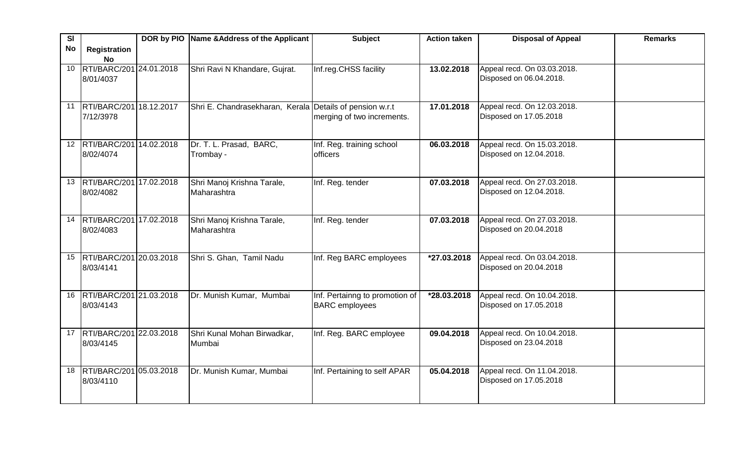| Sl No | Registration No | DOR by PIO | Name &Address of the Applicant | Subject | Action taken | Disposal of Appeal | Remarks |
|---|---|---|---|---|---|---|---|
| 10 | RTI/BARC/2018/01/4037 | 24.01.2018 | Shri Ravi N Khandare, Gujrat. | Inf.reg.CHSS facility | **13.02.2018** | Appeal recd. On 03.03.2018. Disposed on 06.04.2018. | |
| 11 | RTI/BARC/2017/12/3978 | 18.12.2017 | Shri E. Chandrasekharan, Kerala | Details of pension w.r.t merging of two increments. | **17.01.2018** | Appeal recd. On 12.03.2018. Disposed on 17.05.2018 | |
| 12 | RTI/BARC/2018/02/4074 | 14.02.2018 | Dr. T. L. Prasad, BARC, Trombay - | Inf. Reg. training school officers | **06.03.2018** | Appeal recd. On 15.03.2018. Disposed on 12.04.2018. | |
| 13 | RTI/BARC/2018/02/4082 | 17.02.2018 | Shri Manoj Krishna Tarale, Maharashtra | Inf. Reg. tender | **07.03.2018** | Appeal recd. On 27.03.2018. Disposed on 12.04.2018. | |
| 14 | RTI/BARC/2018/02/4083 | 17.02.2018 | Shri Manoj Krishna Tarale, Maharashtra | Inf. Reg. tender | **07.03.2018** | Appeal recd. On 27.03.2018. Disposed on 20.04.2018 | |
| 15 | RTI/BARC/2018/03/4141 | 20.03.2018 | Shri S. Ghan, Tamil Nadu | Inf. Reg BARC employees | ***27.03.2018** | Appeal recd. On 03.04.2018. Disposed on 20.04.2018 | |
| 16 | RTI/BARC/2018/03/4143 | 21.03.2018 | Dr. Munish Kumar, Mumbai | Inf. Pertainng to promotion of BARC employees | ***28.03.2018** | Appeal recd. On 10.04.2018. Disposed on 17.05.2018 | |
| 17 | RTI/BARC/2018/03/4145 | 22.03.2018 | Shri Kunal Mohan Birwadkar, Mumbai | Inf. Reg. BARC employee | **09.04.2018** | Appeal recd. On 10.04.2018. Disposed on 23.04.2018 | |
| 18 | RTI/BARC/2018/03/4110 | 05.03.2018 | Dr. Munish Kumar, Mumbai | Inf. Pertaining to self APAR | **05.04.2018** | Appeal recd. On 11.04.2018. Disposed on 17.05.2018 | |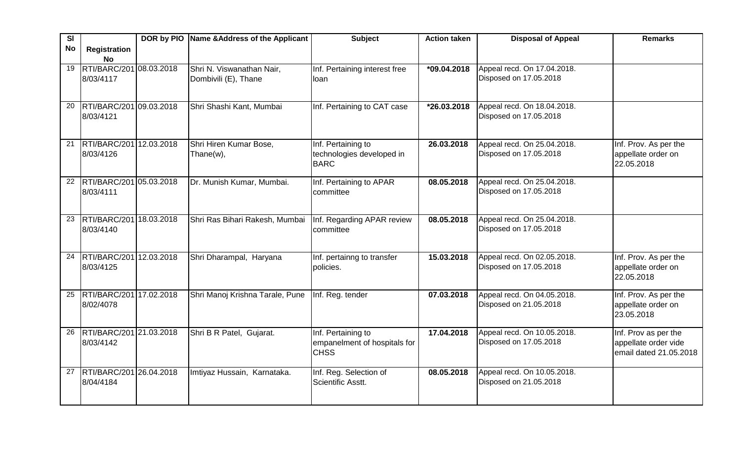| Sl No | Registration No | DOR by PIO | Name &Address of the Applicant | Subject | Action taken | Disposal of Appeal | Remarks |
|---|---|---|---|---|---|---|---|
| 19 | RTI/BARC/2018/03/4117 | 08.03.2018 | Shri N. Viswanathan Nair, Dombivili (E), Thane | Inf. Pertaining interest free loan | *09.04.2018 | Appeal recd. On 17.04.2018. Disposed on 17.05.2018 | |
| 20 | RTI/BARC/2018/03/4121 | 09.03.2018 | Shri Shashi Kant, Mumbai | Inf. Pertaining to CAT case | *26.03.2018 | Appeal recd. On 18.04.2018. Disposed on 17.05.2018 | |
| 21 | RTI/BARC/2018/03/4126 | 12.03.2018 | Shri Hiren Kumar Bose, Thane(w), | Inf. Pertaining to technologies developed in BARC | 26.03.2018 | Appeal recd. On 25.04.2018. Disposed on 17.05.2018 | Inf. Prov. As per the appellate order on 22.05.2018 |
| 22 | RTI/BARC/2018/03/4111 | 05.03.2018 | Dr. Munish Kumar, Mumbai. | Inf. Pertaining to APAR committee | 08.05.2018 | Appeal recd. On 25.04.2018. Disposed on 17.05.2018 | |
| 23 | RTI/BARC/2018/03/4140 | 18.03.2018 | Shri Ras Bihari Rakesh, Mumbai | Inf. Regarding APAR review committee | 08.05.2018 | Appeal recd. On 25.04.2018. Disposed on 17.05.2018 | |
| 24 | RTI/BARC/2018/03/4125 | 12.03.2018 | Shri Dharampal, Haryana | Inf. pertainng to transfer policies. | 15.03.2018 | Appeal recd. On 02.05.2018. Disposed on 17.05.2018 | Inf. Prov. As per the appellate order on 22.05.2018 |
| 25 | RTI/BARC/2018/02/4078 | 17.02.2018 | Shri Manoj Krishna Tarale, Pune | Inf. Reg. tender | 07.03.2018 | Appeal recd. On 04.05.2018. Disposed on 21.05.2018 | Inf. Prov. As per the appellate order on 23.05.2018 |
| 26 | RTI/BARC/2018/03/4142 | 21.03.2018 | Shri B R Patel, Gujarat. | Inf. Pertaining to empanelment of hospitals for CHSS | 17.04.2018 | Appeal recd. On 10.05.2018. Disposed on 17.05.2018 | Inf. Prov as per the appellate order vide email dated 21.05.2018 |
| 27 | RTI/BARC/2018/04/4184 | 26.04.2018 | Imtiyaz Hussain, Karnataka. | Inf. Reg. Selection of Scientific Asstt. | 08.05.2018 | Appeal recd. On 10.05.2018. Disposed on 21.05.2018 | |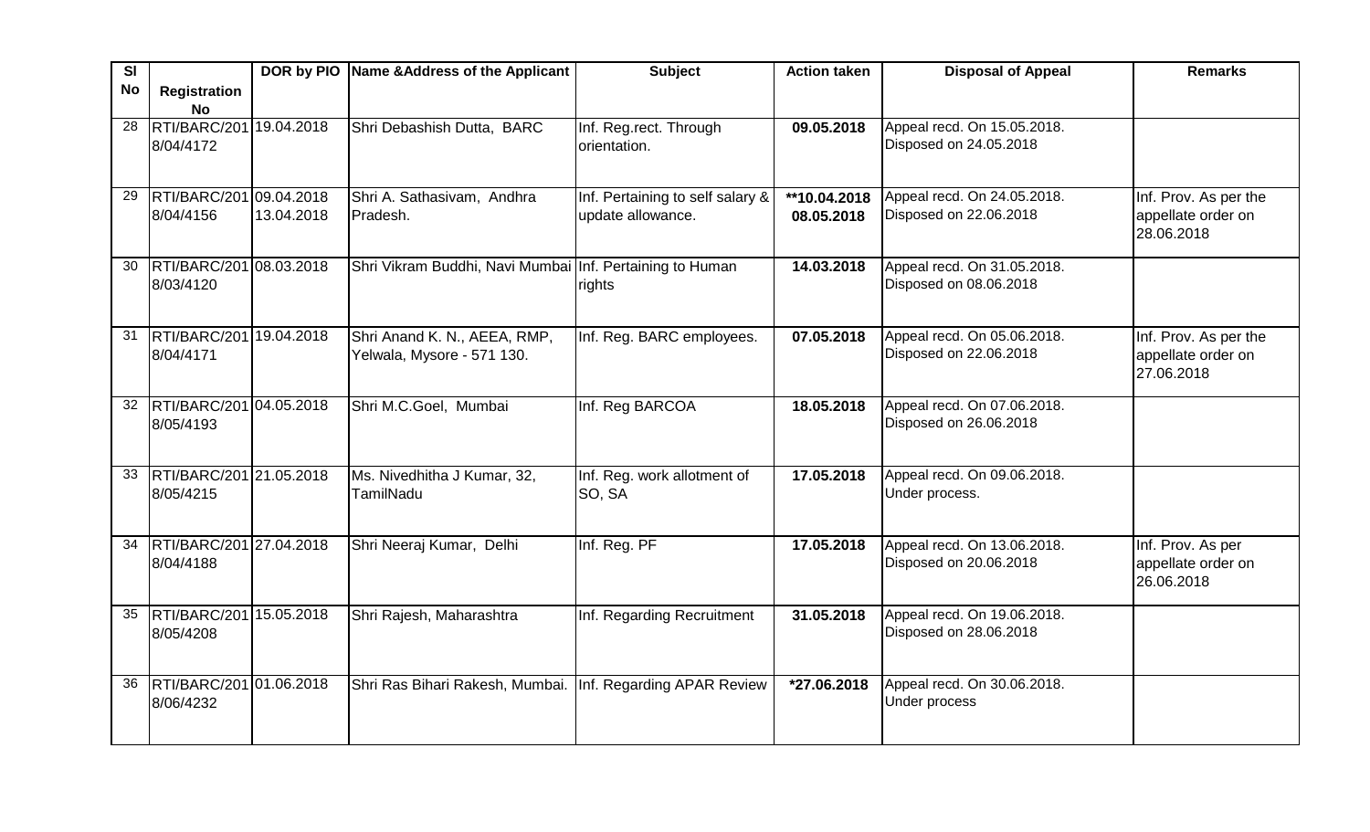| Sl No | Registration No | DOR by PIO | Name &Address of the Applicant | Subject | Action taken | Disposal of Appeal | Remarks |
|---|---|---|---|---|---|---|---|
| 28 | RTI/BARC/2018/04/4172 | 19.04.2018 | Shri Debashish Dutta, BARC | Inf. Reg.rect. Through orientation. | 09.05.2018 | Appeal recd. On 15.05.2018. Disposed on 24.05.2018 | |
| 29 | RTI/BARC/2018/04/4156 | 09.04.2018 13.04.2018 | Shri A. Sathasivam, Andhra Pradesh. | Inf. Pertaining to self salary & update allowance. | **10.04.2018 08.05.2018 | Appeal recd. On 24.05.2018. Disposed on 22.06.2018 | Inf. Prov. As per the appellate order on 28.06.2018 |
| 30 | RTI/BARC/2018/03/4120 | 08.03.2018 | Shri Vikram Buddhi, Navi Mumbai | Inf. Pertaining to Human rights | 14.03.2018 | Appeal recd. On 31.05.2018. Disposed on 08.06.2018 | |
| 31 | RTI/BARC/2018/04/4171 | 19.04.2018 | Shri Anand K. N., AEEA, RMP, Yelwala, Mysore - 571 130. | Inf. Reg. BARC employees. | 07.05.2018 | Appeal recd. On 05.06.2018. Disposed on 22.06.2018 | Inf. Prov. As per the appellate order on 27.06.2018 |
| 32 | RTI/BARC/2018/05/4193 | 04.05.2018 | Shri M.C.Goel, Mumbai | Inf. Reg BARCOA | 18.05.2018 | Appeal recd. On 07.06.2018. Disposed on 26.06.2018 | |
| 33 | RTI/BARC/2018/05/4215 | 21.05.2018 | Ms. Nivedhitha J Kumar, 32, TamilNadu | Inf. Reg. work allotment of SO, SA | 17.05.2018 | Appeal recd. On 09.06.2018. Under process. | |
| 34 | RTI/BARC/2018/04/4188 | 27.04.2018 | Shri Neeraj Kumar, Delhi | Inf. Reg. PF | 17.05.2018 | Appeal recd. On 13.06.2018. Disposed on 20.06.2018 | Inf. Prov. As per appellate order on 26.06.2018 |
| 35 | RTI/BARC/2018/05/4208 | 15.05.2018 | Shri Rajesh, Maharashtra | Inf. Regarding Recruitment | 31.05.2018 | Appeal recd. On 19.06.2018. Disposed on 28.06.2018 | |
| 36 | RTI/BARC/2018/06/4232 | 01.06.2018 | Shri Ras Bihari Rakesh, Mumbai. | Inf. Regarding APAR Review | *27.06.2018 | Appeal recd. On 30.06.2018. Under process | |